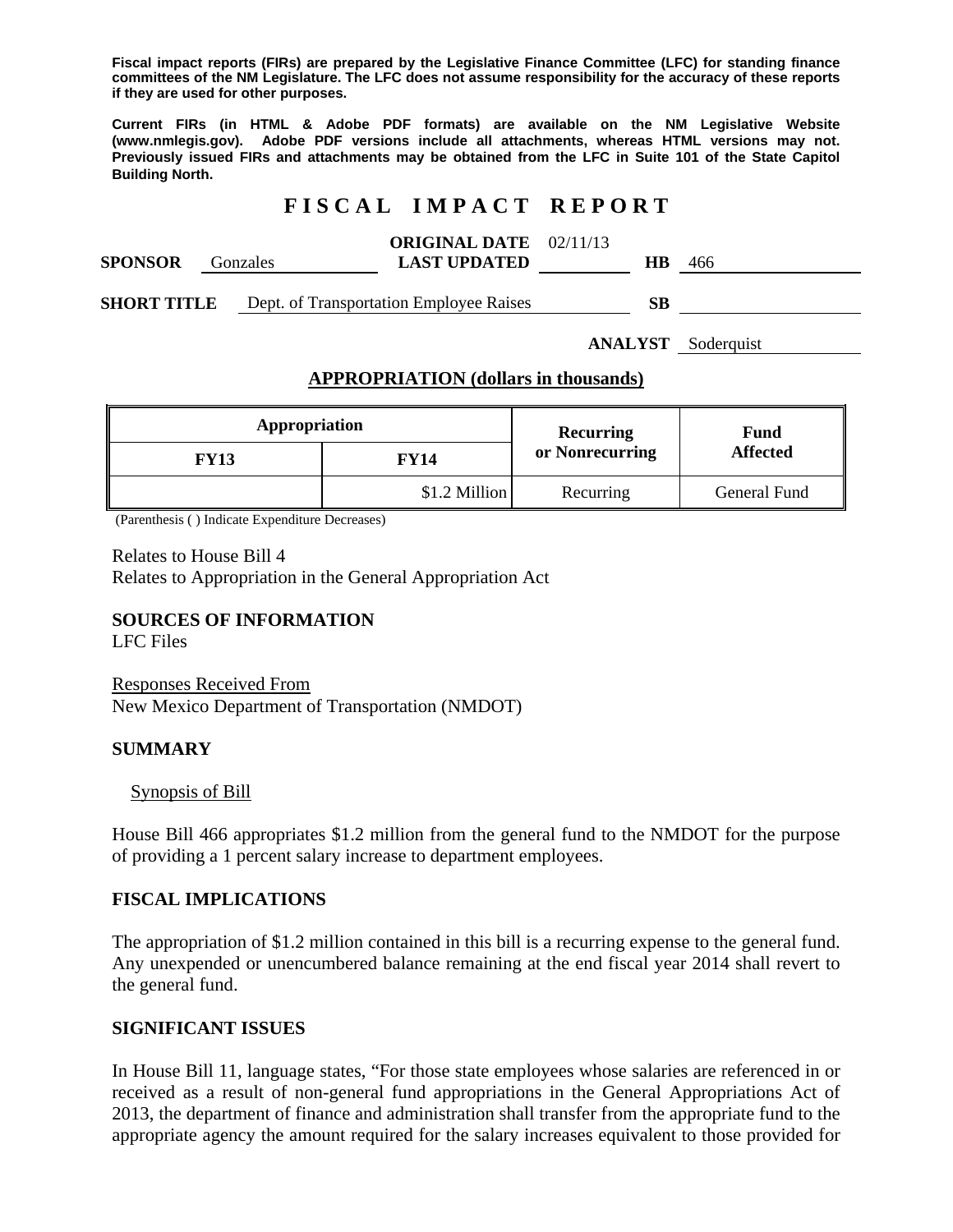**Fiscal impact reports (FIRs) are prepared by the Legislative Finance Committee (LFC) for standing finance committees of the NM Legislature. The LFC does not assume responsibility for the accuracy of these reports if they are used for other purposes.**

**Current FIRs (in HTML & Adobe PDF formats) are available on the NM Legislative Website (www.nmlegis.gov). Adobe PDF versions include all attachments, whereas HTML versions may not. Previously issued FIRs and attachments may be obtained from the LFC in Suite 101 of the State Capitol Building North.**

# F I S C A L  I M P A C T  R E P O R T

**SPONSOR** Gonzales **ORIGINAL DATE** 02/11/13 **LAST UPDATED** **HB** 466

**SHORT TITLE** Dept. of Transportation Employee Raises **SB**

**ANALYST** Soderquist

## APPROPRIATION (dollars in thousands)

| Appropriation | | Recurring or Nonrecurring | Fund Affected |
|---|---|---|---|
| FY13 | FY14 | | |
| | $1.2 Million | Recurring | General Fund |

(Parenthesis ( ) Indicate Expenditure Decreases)

Relates to House Bill 4
Relates to Appropriation in the General Appropriation Act

### SOURCES OF INFORMATION
LFC Files

Responses Received From
New Mexico Department of Transportation (NMDOT)

### SUMMARY

Synopsis of Bill

House Bill 466 appropriates $1.2 million from the general fund to the NMDOT for the purpose of providing a 1 percent salary increase to department employees.

### FISCAL IMPLICATIONS

The appropriation of $1.2 million contained in this bill is a recurring expense to the general fund. Any unexpended or unencumbered balance remaining at the end fiscal year 2014 shall revert to the general fund.

### SIGNIFICANT ISSUES

In House Bill 11, language states, "For those state employees whose salaries are referenced in or received as a result of non-general fund appropriations in the General Appropriations Act of 2013, the department of finance and administration shall transfer from the appropriate fund to the appropriate agency the amount required for the salary increases equivalent to those provided for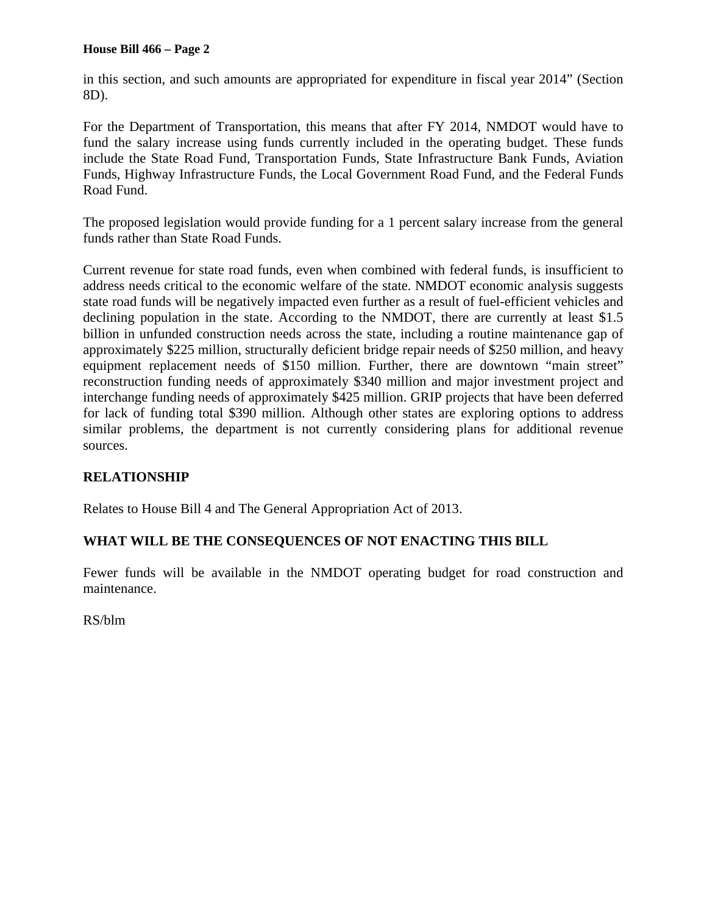in this section, and such amounts are appropriated for expenditure in fiscal year 2014" (Section 8D).

For the Department of Transportation, this means that after FY 2014, NMDOT would have to fund the salary increase using funds currently included in the operating budget. These funds include the State Road Fund, Transportation Funds, State Infrastructure Bank Funds, Aviation Funds, Highway Infrastructure Funds, the Local Government Road Fund, and the Federal Funds Road Fund.

The proposed legislation would provide funding for a 1 percent salary increase from the general funds rather than State Road Funds.

Current revenue for state road funds, even when combined with federal funds, is insufficient to address needs critical to the economic welfare of the state. NMDOT economic analysis suggests state road funds will be negatively impacted even further as a result of fuel-efficient vehicles and declining population in the state. According to the NMDOT, there are currently at least $1.5 billion in unfunded construction needs across the state, including a routine maintenance gap of approximately $225 million, structurally deficient bridge repair needs of $250 million, and heavy equipment replacement needs of $150 million. Further, there are downtown "main street" reconstruction funding needs of approximately $340 million and major investment project and interchange funding needs of approximately $425 million. GRIP projects that have been deferred for lack of funding total $390 million. Although other states are exploring options to address similar problems, the department is not currently considering plans for additional revenue sources.

## RELATIONSHIP

Relates to House Bill 4 and The General Appropriation Act of 2013.

## WHAT WILL BE THE CONSEQUENCES OF NOT ENACTING THIS BILL

Fewer funds will be available in the NMDOT operating budget for road construction and maintenance.

RS/blm